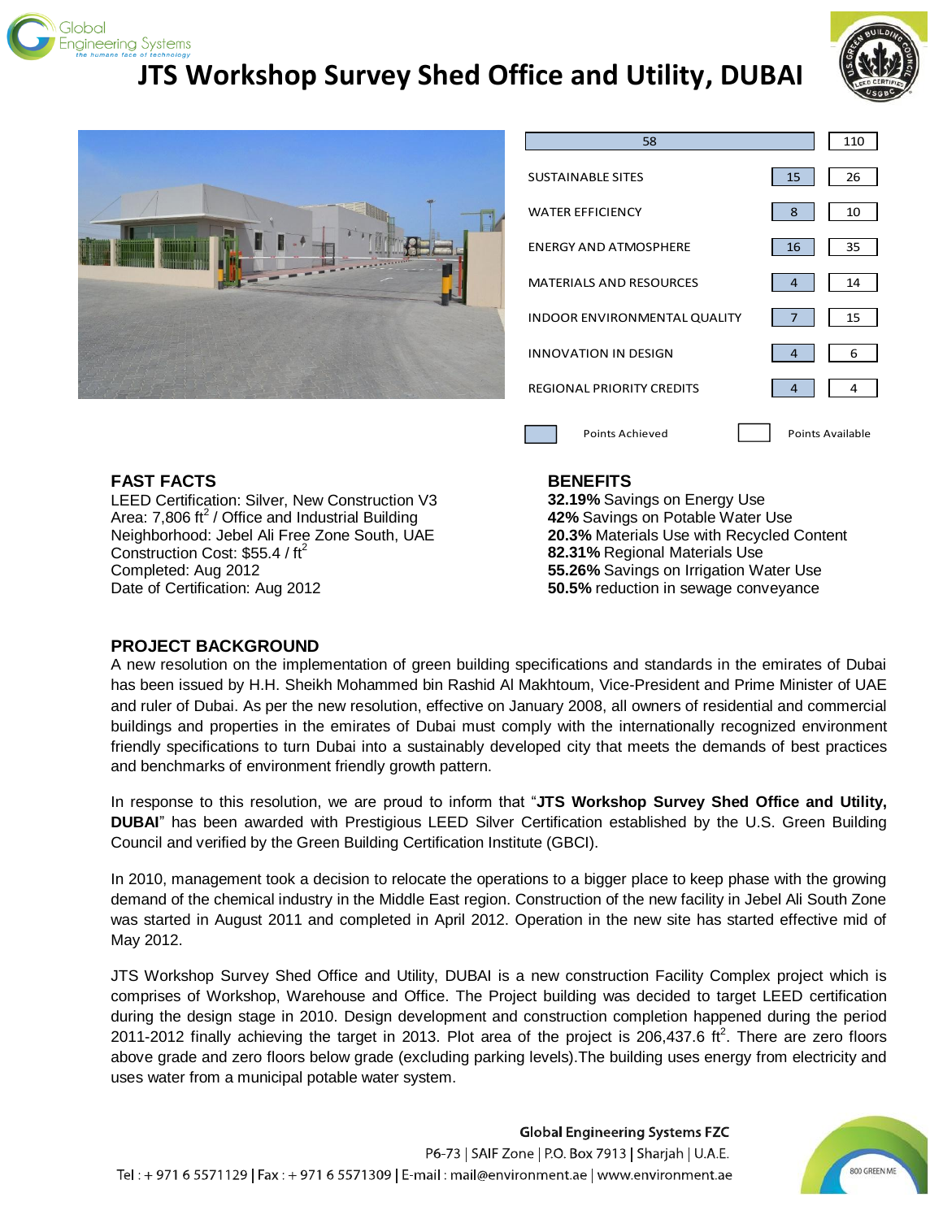# JTS Workshop Survey Shed Office and Utility, DUBAI

| Category | Points Achieved | Points Available |
|---|---|---|
| **Total** | 58 | 110 |
| SUSTAINABLE SITES | 15 | 26 |
| WATER EFFICIENCY | 8 | 10 |
| ENERGY AND ATMOSPHERE | 16 | 35 |
| MATERIALS AND RESOURCES | 4 | 14 |
| INDOOR ENVIRONMENTAL QUALITY | 7 | 15 |
| INNOVATION IN DESIGN | 4 | 6 |
| REGIONAL PRIORITY CREDITS | 4 | 4 |

## FAST FACTS

LEED Certification: Silver, New Construction V3
Area: 7,806 $ft^2$ / Office and Industrial Building
Neighborhood: Jebel Ali Free Zone South, UAE
Construction Cost: $55.4 / $ft^2$
Completed: Aug 2012
Date of Certification: Aug 2012

## BENEFITS

**32.19%** Savings on Energy Use
**42%** Savings on Potable Water Use
**20.3%** Materials Use with Recycled Content
**82.31%** Regional Materials Use
**55.26%** Savings on Irrigation Water Use
**50.5%** reduction in sewage conveyance

## PROJECT BACKGROUND

A new resolution on the implementation of green building specifications and standards in the emirates of Dubai has been issued by H.H. Sheikh Mohammed bin Rashid Al Makhtoum, Vice-President and Prime Minister of UAE and ruler of Dubai. As per the new resolution, effective on January 2008, all owners of residential and commercial buildings and properties in the emirates of Dubai must comply with the internationally recognized environment friendly specifications to turn Dubai into a sustainably developed city that meets the demands of best practices and benchmarks of environment friendly growth pattern.

In response to this resolution, we are proud to inform that "**JTS Workshop Survey Shed Office and Utility, DUBAI**" has been awarded with Prestigious LEED Silver Certification established by the U.S. Green Building Council and verified by the Green Building Certification Institute (GBCI).

In 2010, management took a decision to relocate the operations to a bigger place to keep phase with the growing demand of the chemical industry in the Middle East region. Construction of the new facility in Jebel Ali South Zone was started in August 2011 and completed in April 2012. Operation in the new site has started effective mid of May 2012.

JTS Workshop Survey Shed Office and Utility, DUBAI is a new construction Facility Complex project which is comprises of Workshop, Warehouse and Office. The Project building was decided to target LEED certification during the design stage in 2010. Design development and construction completion happened during the period 2011-2012 finally achieving the target in 2013. Plot area of the project is 206,437.6 $ft^2$. There are zero floors above grade and zero floors below grade (excluding parking levels).The building uses energy from electricity and uses water from a municipal potable water system.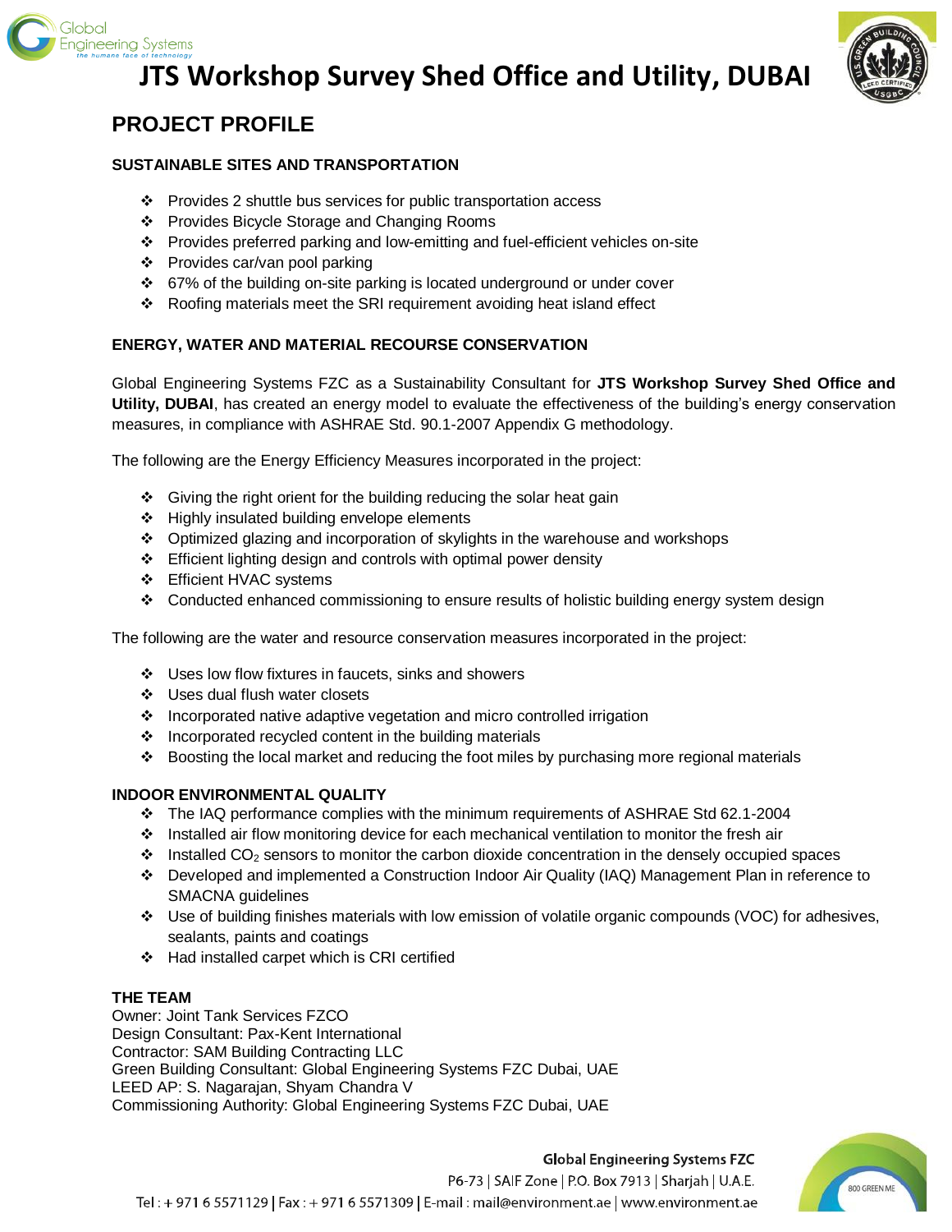# JTS Workshop Survey Shed Office and Utility, DUBAI

## PROJECT PROFILE

### SUSTAINABLE SITES AND TRANSPORTATION

- Provides 2 shuttle bus services for public transportation access
- Provides Bicycle Storage and Changing Rooms
- Provides preferred parking and low-emitting and fuel-efficient vehicles on-site
- Provides car/van pool parking
- 67% of the building on-site parking is located underground or under cover
- Roofing materials meet the SRI requirement avoiding heat island effect

### ENERGY, WATER AND MATERIAL RECOURSE CONSERVATION

Global Engineering Systems FZC as a Sustainability Consultant for **JTS Workshop Survey Shed Office and Utility, DUBAI**, has created an energy model to evaluate the effectiveness of the building's energy conservation measures, in compliance with ASHRAE Std. 90.1-2007 Appendix G methodology.

The following are the Energy Efficiency Measures incorporated in the project:

- Giving the right orient for the building reducing the solar heat gain
- Highly insulated building envelope elements
- Optimized glazing and incorporation of skylights in the warehouse and workshops
- Efficient lighting design and controls with optimal power density
- Efficient HVAC systems
- Conducted enhanced commissioning to ensure results of holistic building energy system design

The following are the water and resource conservation measures incorporated in the project:

- Uses low flow fixtures in faucets, sinks and showers
- Uses dual flush water closets
- Incorporated native adaptive vegetation and micro controlled irrigation
- Incorporated recycled content in the building materials
- Boosting the local market and reducing the foot miles by purchasing more regional materials

### INDOOR ENVIRONMENTAL QUALITY

- The IAQ performance complies with the minimum requirements of ASHRAE Std 62.1-2004
- Installed air flow monitoring device for each mechanical ventilation to monitor the fresh air
- Installed $CO_2$ sensors to monitor the carbon dioxide concentration in the densely occupied spaces
- Developed and implemented a Construction Indoor Air Quality (IAQ) Management Plan in reference to SMACNA guidelines
- Use of building finishes materials with low emission of volatile organic compounds (VOC) for adhesives, sealants, paints and coatings
- Had installed carpet which is CRI certified

### THE TEAM

Owner: Joint Tank Services FZCO
Design Consultant: Pax-Kent International
Contractor: SAM Building Contracting LLC
Green Building Consultant: Global Engineering Systems FZC Dubai, UAE
LEED AP: S. Nagarajan, Shyam Chandra V
Commissioning Authority: Global Engineering Systems FZC Dubai, UAE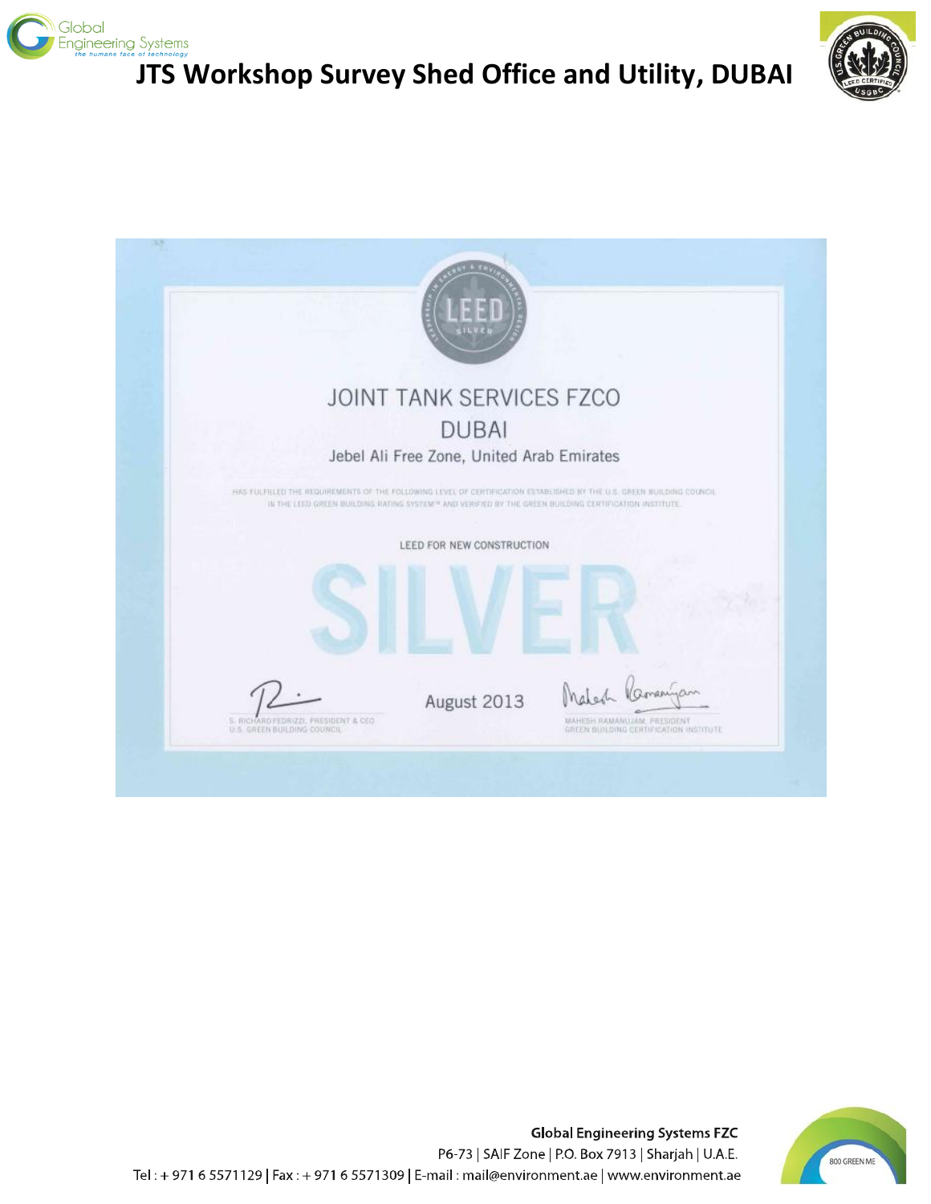# JTS Workshop Survey Shed Office and Utility, DUBAI

LEED SILVER

JOINT TANK SERVICES FZCO

DUBAI

Jebel Ali Free Zone, United Arab Emirates

HAS FULFILLED THE REQUIREMENTS OF THE FOLLOWING LEVEL OF CERTIFICATION ESTABLISHED BY THE U.S. GREEN BUILDING COUNCIL IN THE LEED GREEN BUILDING RATING SYSTEM™ AND VERIFIED BY THE GREEN BUILDING CERTIFICATION INSTITUTE

LEED FOR NEW CONSTRUCTION

SILVER

S. RICHARD FEDRIZZI, PRESIDENT & CEO
U.S. GREEN BUILDING COUNCIL

August 2013

MAHESH RAMANUJAM, PRESIDENT
GREEN BUILDING CERTIFICATION INSTITUTE